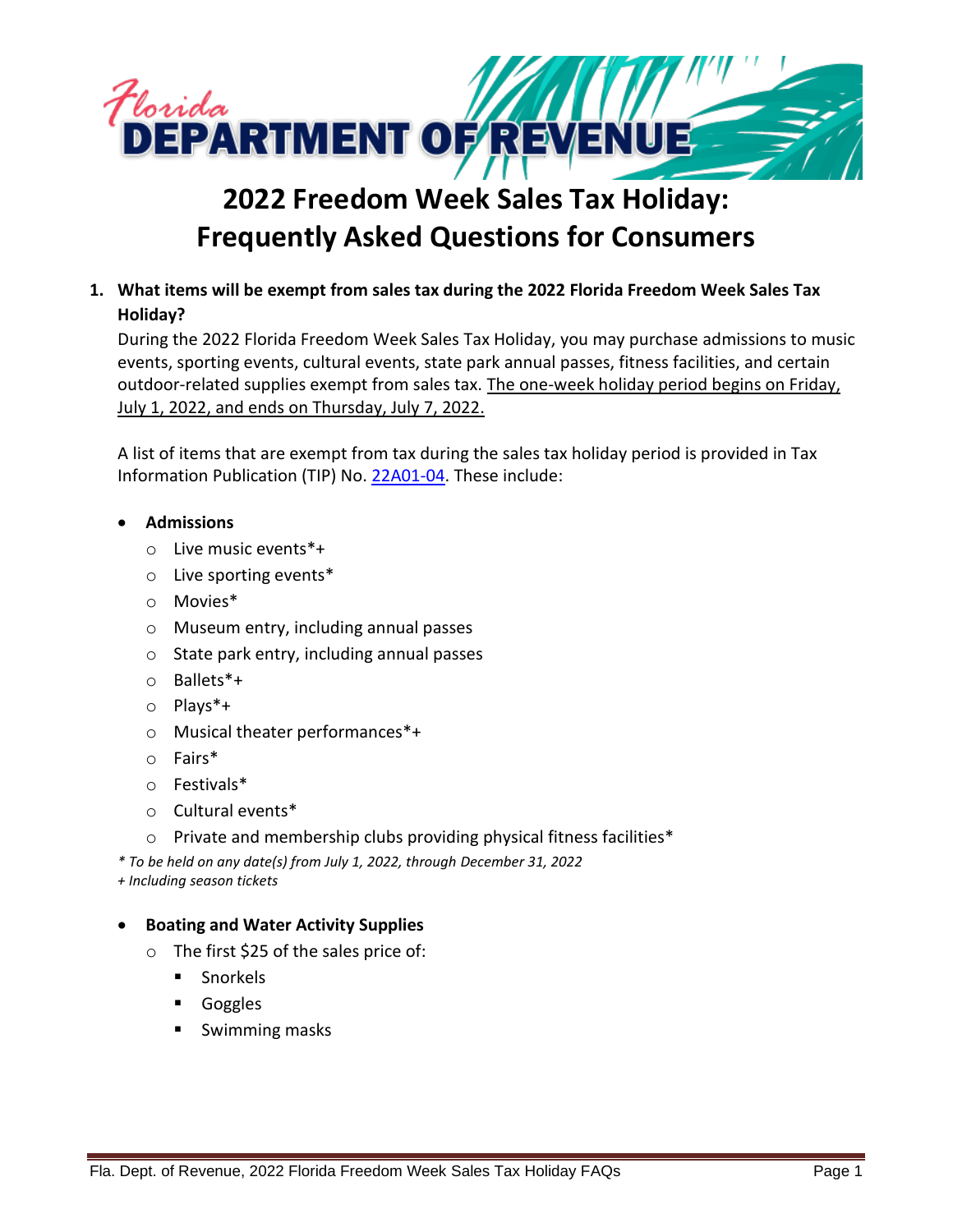Florida DEPARTMENT OF REVENUE

# 2022 Freedom Week Sales Tax Holiday: Frequently Asked Questions for Consumers

1. **What items will be exempt from sales tax during the 2022 Florida Freedom Week Sales Tax Holiday?**

   During the 2022 Florida Freedom Week Sales Tax Holiday, you may purchase admissions to music events, sporting events, cultural events, state park annual passes, fitness facilities, and certain outdoor-related supplies exempt from sales tax. The one-week holiday period begins on Friday, July 1, 2022, and ends on Thursday, July 7, 2022.

   A list of items that are exempt from tax during the sales tax holiday period is provided in Tax Information Publication (TIP) No. 22A01-04. These include:

   - **Admissions**
     - Live music events*+
     - Live sporting events*
     - Movies*
     - Museum entry, including annual passes
     - State park entry, including annual passes
     - Ballets*+
     - Plays*+
     - Musical theater performances*+
     - Fairs*
     - Festivals*
     - Cultural events*
     - Private and membership clubs providing physical fitness facilities*

   *\* To be held on any date(s) from July 1, 2022, through December 31, 2022*
   *+ Including season tickets*

   - **Boating and Water Activity Supplies**
     - The first $25 of the sales price of:
       - Snorkels
       - Goggles
       - Swimming masks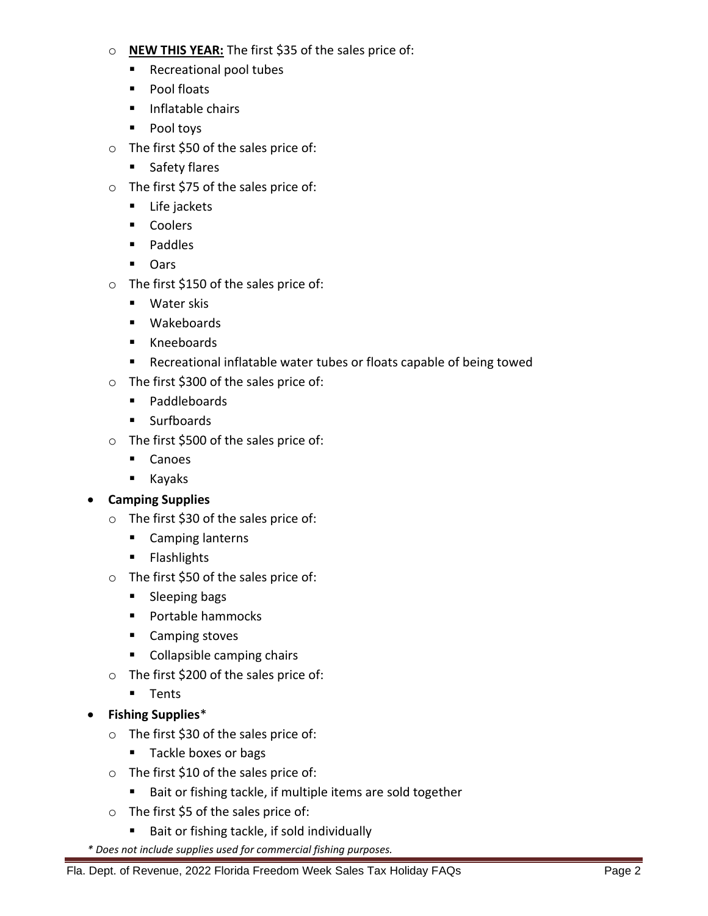- **NEW THIS YEAR:** The first $35 of the sales price of:
    - Recreational pool tubes
    - Pool floats
    - Inflatable chairs
    - Pool toys
  - The first $50 of the sales price of:
    - Safety flares
  - The first $75 of the sales price of:
    - Life jackets
    - Coolers
    - Paddles
    - Oars
  - The first $150 of the sales price of:
    - Water skis
    - Wakeboards
    - Kneeboards
    - Recreational inflatable water tubes or floats capable of being towed
  - The first $300 of the sales price of:
    - Paddleboards
    - Surfboards
  - The first $500 of the sales price of:
    - Canoes
    - Kayaks
- **Camping Supplies**
  - The first $30 of the sales price of:
    - Camping lanterns
    - Flashlights
  - The first $50 of the sales price of:
    - Sleeping bags
    - Portable hammocks
    - Camping stoves
    - Collapsible camping chairs
  - The first $200 of the sales price of:
    - Tents
- **Fishing Supplies***
  - The first $30 of the sales price of:
    - Tackle boxes or bags
  - The first $10 of the sales price of:
    - Bait or fishing tackle, if multiple items are sold together
  - The first $5 of the sales price of:
    - Bait or fishing tackle, if sold individually

*\* Does not include supplies used for commercial fishing purposes.*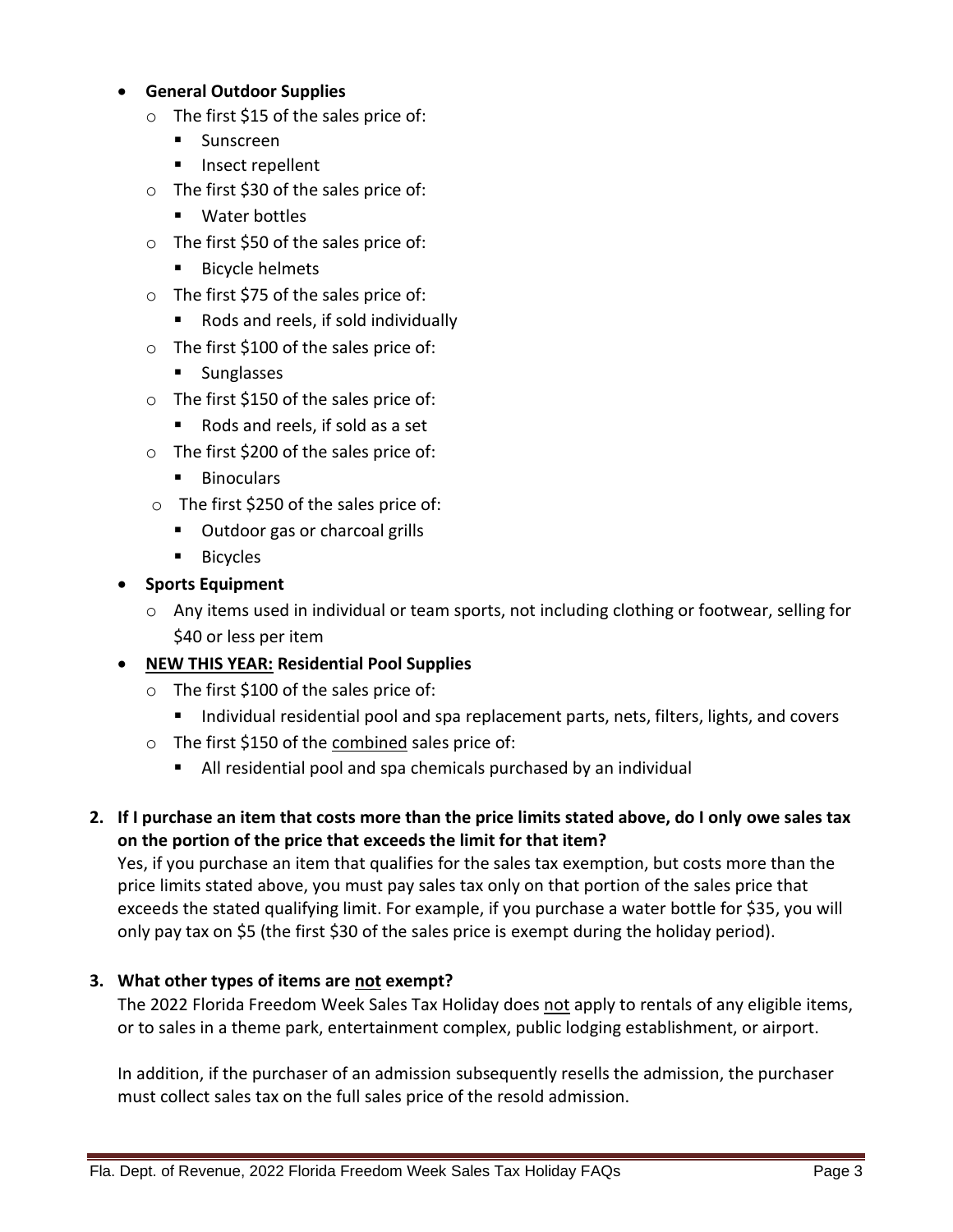- **General Outdoor Supplies**
  - The first $15 of the sales price of:
    - Sunscreen
    - Insect repellent
  - The first $30 of the sales price of:
    - Water bottles
  - The first $50 of the sales price of:
    - Bicycle helmets
  - The first $75 of the sales price of:
    - Rods and reels, if sold individually
  - The first $100 of the sales price of:
    - Sunglasses
  - The first $150 of the sales price of:
    - Rods and reels, if sold as a set
  - The first $200 of the sales price of:
    - Binoculars
  - The first $250 of the sales price of:
    - Outdoor gas or charcoal grills
    - Bicycles
- **Sports Equipment**
  - Any items used in individual or team sports, not including clothing or footwear, selling for $40 or less per item
- **<u>NEW THIS YEAR:</u> Residential Pool Supplies**
  - The first $100 of the sales price of:
    - Individual residential pool and spa replacement parts, nets, filters, lights, and covers
  - The first $150 of the <u>combined</u> sales price of:
    - All residential pool and spa chemicals purchased by an individual

**2. If I purchase an item that costs more than the price limits stated above, do I only owe sales tax on the portion of the price that exceeds the limit for that item?**

Yes, if you purchase an item that qualifies for the sales tax exemption, but costs more than the price limits stated above, you must pay sales tax only on that portion of the sales price that exceeds the stated qualifying limit. For example, if you purchase a water bottle for $35, you will only pay tax on $5 (the first $30 of the sales price is exempt during the holiday period).

**3. What other types of items are <u>not</u> exempt?**

The 2022 Florida Freedom Week Sales Tax Holiday does <u>not</u> apply to rentals of any eligible items, or to sales in a theme park, entertainment complex, public lodging establishment, or airport.

In addition, if the purchaser of an admission subsequently resells the admission, the purchaser must collect sales tax on the full sales price of the resold admission.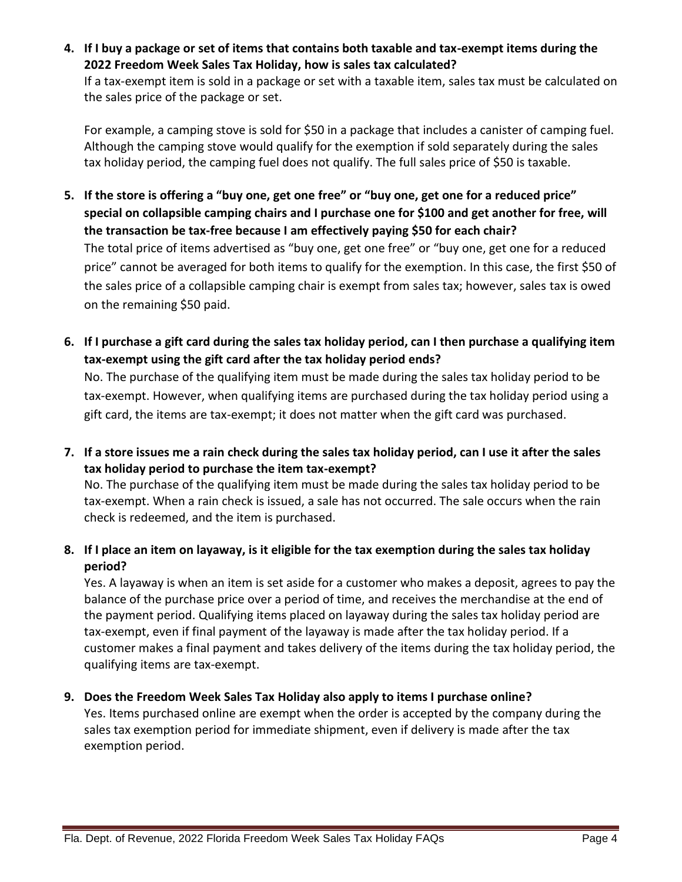4. **If I buy a package or set of items that contains both taxable and tax-exempt items during the 2022 Freedom Week Sales Tax Holiday, how is sales tax calculated?**
   If a tax-exempt item is sold in a package or set with a taxable item, sales tax must be calculated on the sales price of the package or set.

   For example, a camping stove is sold for $50 in a package that includes a canister of camping fuel. Although the camping stove would qualify for the exemption if sold separately during the sales tax holiday period, the camping fuel does not qualify. The full sales price of $50 is taxable.

5. **If the store is offering a "buy one, get one free" or "buy one, get one for a reduced price" special on collapsible camping chairs and I purchase one for $100 and get another for free, will the transaction be tax-free because I am effectively paying $50 for each chair?**
   The total price of items advertised as "buy one, get one free" or "buy one, get one for a reduced price" cannot be averaged for both items to qualify for the exemption. In this case, the first $50 of the sales price of a collapsible camping chair is exempt from sales tax; however, sales tax is owed on the remaining $50 paid.

6. **If I purchase a gift card during the sales tax holiday period, can I then purchase a qualifying item tax-exempt using the gift card after the tax holiday period ends?**
   No. The purchase of the qualifying item must be made during the sales tax holiday period to be tax-exempt. However, when qualifying items are purchased during the tax holiday period using a gift card, the items are tax-exempt; it does not matter when the gift card was purchased.

7. **If a store issues me a rain check during the sales tax holiday period, can I use it after the sales tax holiday period to purchase the item tax-exempt?**
   No. The purchase of the qualifying item must be made during the sales tax holiday period to be tax-exempt. When a rain check is issued, a sale has not occurred. The sale occurs when the rain check is redeemed, and the item is purchased.

8. **If I place an item on layaway, is it eligible for the tax exemption during the sales tax holiday period?**
   Yes. A layaway is when an item is set aside for a customer who makes a deposit, agrees to pay the balance of the purchase price over a period of time, and receives the merchandise at the end of the payment period. Qualifying items placed on layaway during the sales tax holiday period are tax-exempt, even if final payment of the layaway is made after the tax holiday period. If a customer makes a final payment and takes delivery of the items during the tax holiday period, the qualifying items are tax-exempt.

9. **Does the Freedom Week Sales Tax Holiday also apply to items I purchase online?**
   Yes. Items purchased online are exempt when the order is accepted by the company during the sales tax exemption period for immediate shipment, even if delivery is made after the tax exemption period.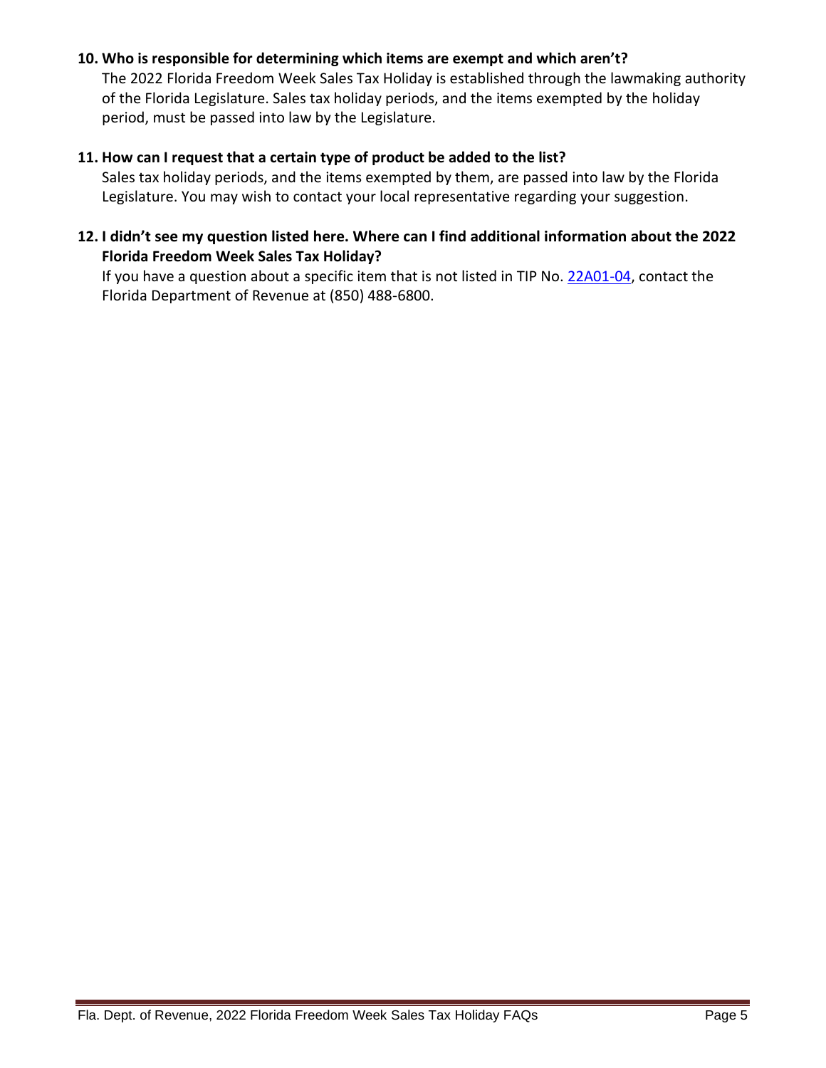**10. Who is responsible for determining which items are exempt and which aren't?**

The 2022 Florida Freedom Week Sales Tax Holiday is established through the lawmaking authority of the Florida Legislature. Sales tax holiday periods, and the items exempted by the holiday period, must be passed into law by the Legislature.

**11. How can I request that a certain type of product be added to the list?**

Sales tax holiday periods, and the items exempted by them, are passed into law by the Florida Legislature. You may wish to contact your local representative regarding your suggestion.

**12. I didn't see my question listed here. Where can I find additional information about the 2022 Florida Freedom Week Sales Tax Holiday?**

If you have a question about a specific item that is not listed in TIP No. 22A01-04, contact the Florida Department of Revenue at (850) 488-6800.